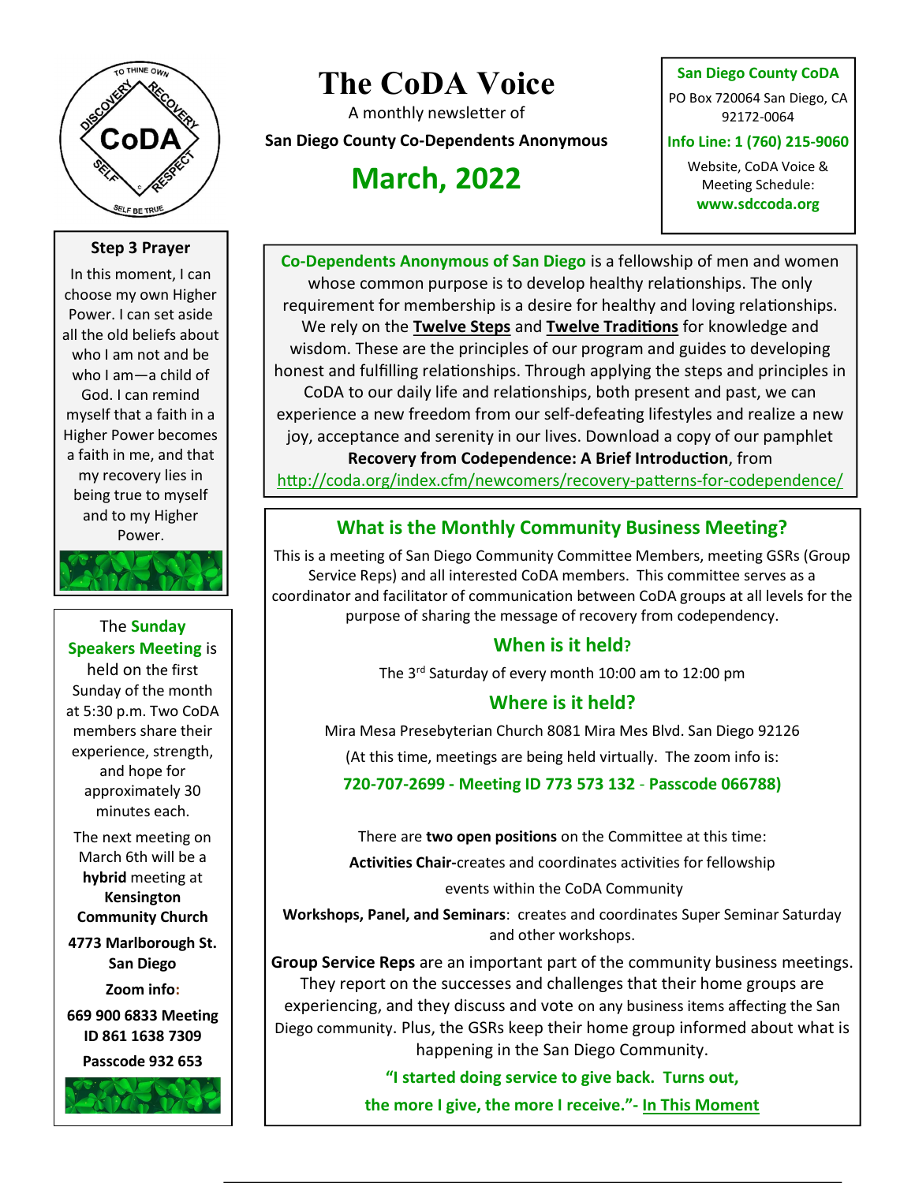# The CoDA Voice

A monthly newsletter of

**San Diego County Co-Dependents Anonymous**

## March, 2022

**San Diego County CoDA**

PO Box 720064 San Diego, CA 92172-0064

**Info Line: 1 (760) 215-9060**

Website, CoDA Voice & Meeting Schedule:

**www.sdccoda.org**

### Step 3 Prayer

In this moment, I can choose my own Higher Power. I can set aside all the old beliefs about who I am not and be who I am—a child of God. I can remind myself that a faith in a Higher Power becomes a faith in me, and that my recovery lies in being true to myself and to my Higher Power.

The **Sunday Speakers Meeting** is held on the first Sunday of the month at 5:30 p.m. Two CoDA members share their experience, strength, and hope for approximately 30 minutes each.

The next meeting on March 6th will be a **hybrid** meeting at **Kensington Community Church**

**4773 Marlborough St. San Diego**

**Zoom info:**

**669 900 6833 Meeting ID 861 1638 7309**

**Passcode 932 653**

**Co-Dependents Anonymous of San Diego** is a fellowship of men and women whose common purpose is to develop healthy relationships. The only requirement for membership is a desire for healthy and loving relationships. We rely on the **Twelve Steps** and **Twelve Traditions** for knowledge and wisdom. These are the principles of our program and guides to developing honest and fulfilling relationships. Through applying the steps and principles in CoDA to our daily life and relationships, both present and past, we can experience a new freedom from our self-defeating lifestyles and realize a new joy, acceptance and serenity in our lives. Download a copy of our pamphlet **Recovery from Codependence: A Brief Introduction**, from http://coda.org/index.cfm/newcomers/recovery-patterns-for-codependence/

## What is the Monthly Community Business Meeting?

This is a meeting of San Diego Community Committee Members, meeting GSRs (Group Service Reps) and all interested CoDA members. This committee serves as a coordinator and facilitator of communication between CoDA groups at all levels for the purpose of sharing the message of recovery from codependency.

### When is it held?

The 3rd Saturday of every month 10:00 am to 12:00 pm

### Where is it held?

Mira Mesa Presebyterian Church 8081 Mira Mes Blvd. San Diego 92126

(At this time, meetings are being held virtually. The zoom info is:

**720-707-2699 - Meeting ID 773 573 132 - Passcode 066788)**

There are **two open positions** on the Committee at this time:

**Activities Chair**-creates and coordinates activities for fellowship events within the CoDA Community

**Workshops, Panel, and Seminars**: creates and coordinates Super Seminar Saturday and other workshops.

**Group Service Reps** are an important part of the community business meetings. They report on the successes and challenges that their home groups are experiencing, and they discuss and vote on any business items affecting the San Diego community. Plus, the GSRs keep their home group informed about what is happening in the San Diego Community.

**"I started doing service to give back. Turns out, the more I give, the more I receive."- In This Moment**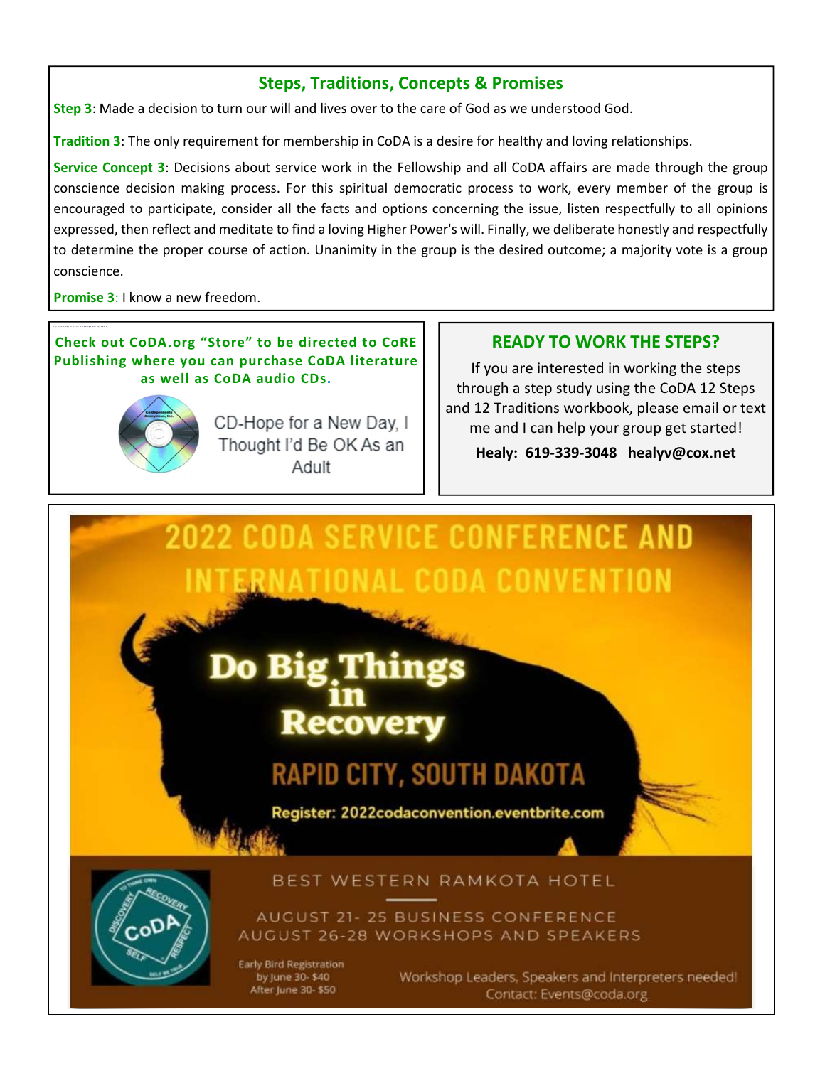## Steps, Traditions, Concepts & Promises

**Step 3**: Made a decision to turn our will and lives over to the care of God as we understood God.

**Tradition 3**: The only requirement for membership in CoDA is a desire for healthy and loving relationships.

**Service Concept 3**: Decisions about service work in the Fellowship and all CoDA affairs are made through the group conscience decision making process. For this spiritual democratic process to work, every member of the group is encouraged to participate, consider all the facts and options concerning the issue, listen respectfully to all opinions expressed, then reflect and meditate to find a loving Higher Power's will. Finally, we deliberate honestly and respectfully to determine the proper course of action. Unanimity in the group is the desired outcome; a majority vote is a group conscience.

**Promise 3**: I know a new freedom.

**Check out CoDA.org "Store" to be directed to CoRE Publishing where you can purchase CoDA literature as well as CoDA audio CDs.**

CD-Hope for a New Day, I Thought I'd Be OK As an Adult

## READY TO WORK THE STEPS?

If you are interested in working the steps through a step study using the CoDA 12 Steps and 12 Traditions workbook, please email or text me and I can help your group get started!

**Healy: 619-339-3048 healyv@cox.net**

# 2022 CODA SERVICE CONFERENCE AND INTERNATIONAL CODA CONVENTION

## Do Big Things in Recovery

RAPID CITY, SOUTH DAKOTA

Register: 2022codaconvention.eventbrite.com

BEST WESTERN RAMKOTA HOTEL

AUGUST 21- 25 BUSINESS CONFERENCE
AUGUST 26-28 WORKSHOPS AND SPEAKERS

Early Bird Registration
by June 30- $40
After June 30- $50

Workshop Leaders, Speakers and Interpreters needed!
Contact: Events@coda.org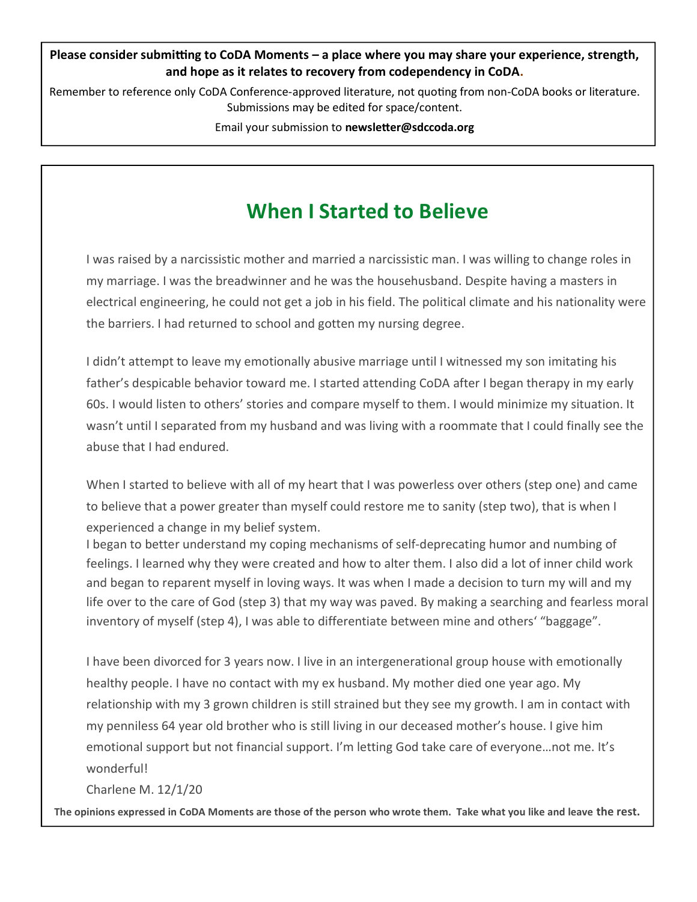**Please consider submitting to CoDA Moments – a place where you may share your experience, strength, and hope as it relates to recovery from codependency in CoDA.**

Remember to reference only CoDA Conference-approved literature, not quoting from non-CoDA books or literature. Submissions may be edited for space/content.

Email your submission to **newsletter@sdccoda.org**

# When I Started to Believe

I was raised by a narcissistic mother and married a narcissistic man. I was willing to change roles in my marriage. I was the breadwinner and he was the househusband. Despite having a masters in electrical engineering, he could not get a job in his field. The political climate and his nationality were the barriers. I had returned to school and gotten my nursing degree.

I didn't attempt to leave my emotionally abusive marriage until I witnessed my son imitating his father's despicable behavior toward me. I started attending CoDA after I began therapy in my early 60s. I would listen to others' stories and compare myself to them. I would minimize my situation. It wasn't until I separated from my husband and was living with a roommate that I could finally see the abuse that I had endured.

When I started to believe with all of my heart that I was powerless over others (step one) and came to believe that a power greater than myself could restore me to sanity (step two), that is when I experienced a change in my belief system.
I began to better understand my coping mechanisms of self-deprecating humor and numbing of feelings. I learned why they were created and how to alter them. I also did a lot of inner child work and began to reparent myself in loving ways. It was when I made a decision to turn my will and my life over to the care of God (step 3) that my way was paved. By making a searching and fearless moral inventory of myself (step 4), I was able to differentiate between mine and others' "baggage".

I have been divorced for 3 years now. I live in an intergenerational group house with emotionally healthy people. I have no contact with my ex husband. My mother died one year ago. My relationship with my 3 grown children is still strained but they see my growth. I am in contact with my penniless 64 year old brother who is still living in our deceased mother's house. I give him emotional support but not financial support. I'm letting God take care of everyone…not me. It's wonderful!

Charlene M. 12/1/20

**The opinions expressed in CoDA Moments are those of the person who wrote them. Take what you like and leave the rest.**